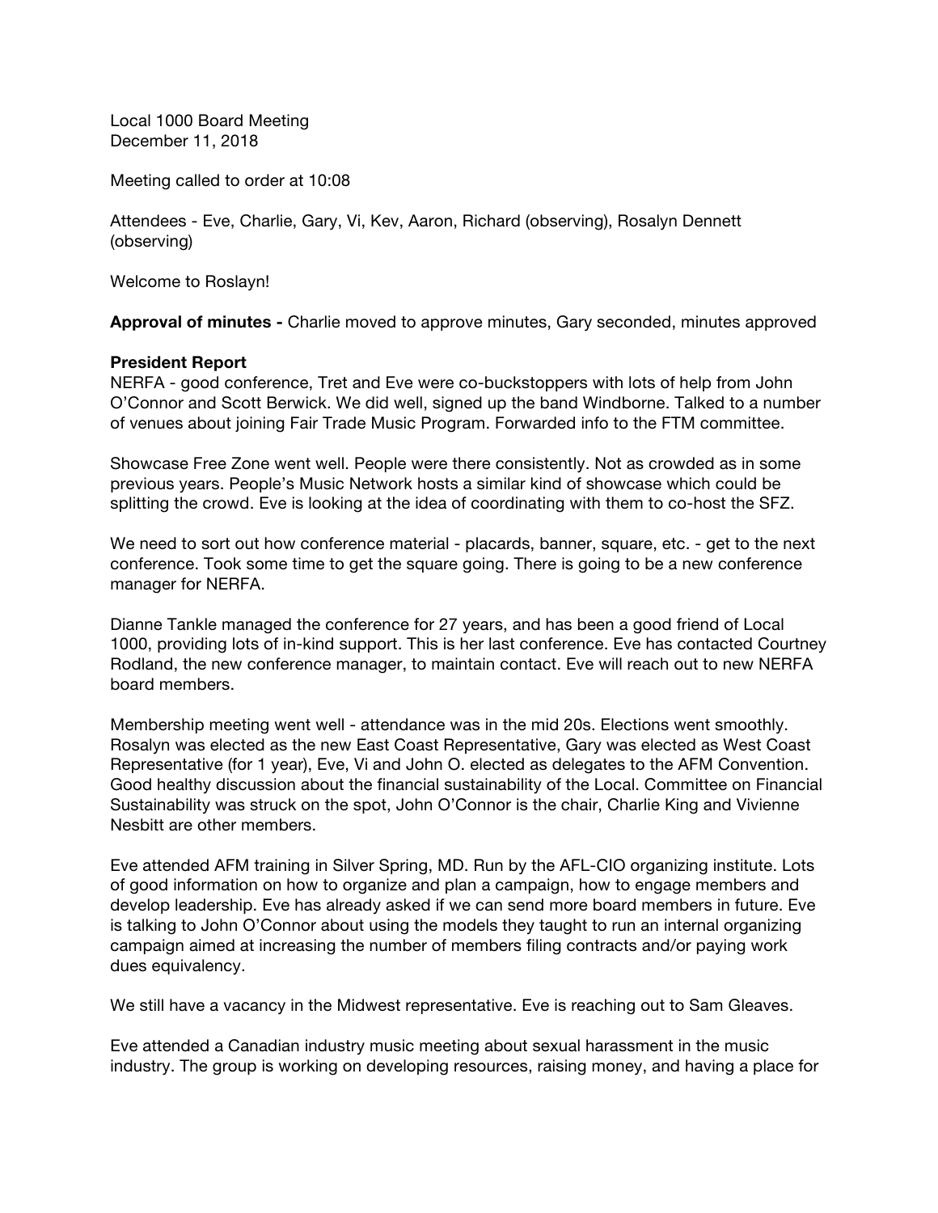Local 1000 Board Meeting
December 11, 2018

Meeting called to order at 10:08

Attendees - Eve, Charlie, Gary, Vi, Kev, Aaron, Richard (observing), Rosalyn Dennett (observing)

Welcome to Roslayn!

**Approval of minutes -** Charlie moved to approve minutes, Gary seconded, minutes approved

**President Report**
NERFA - good conference, Tret and Eve were co-buckstoppers with lots of help from John O'Connor and Scott Berwick. We did well, signed up the band Windborne. Talked to a number of venues about joining Fair Trade Music Program. Forwarded info to the FTM committee.

Showcase Free Zone went well. People were there consistently. Not as crowded as in some previous years. People's Music Network hosts a similar kind of showcase which could be splitting the crowd. Eve is looking at the idea of coordinating with them to co-host the SFZ.

We need to sort out how conference material - placards, banner, square, etc. - get to the next conference. Took some time to get the square going. There is going to be a new conference manager for NERFA.

Dianne Tankle managed the conference for 27 years, and has been a good friend of Local 1000, providing lots of in-kind support. This is her last conference. Eve has contacted Courtney Rodland, the new conference manager, to maintain contact. Eve will reach out to new NERFA board members.

Membership meeting went well - attendance was in the mid 20s. Elections went smoothly. Rosalyn was elected as the new East Coast Representative, Gary was elected as West Coast Representative (for 1 year), Eve, Vi and John O. elected as delegates to the AFM Convention. Good healthy discussion about the financial sustainability of the Local. Committee on Financial Sustainability was struck on the spot, John O'Connor is the chair, Charlie King and Vivienne Nesbitt are other members.

Eve attended AFM training in Silver Spring, MD. Run by the AFL-CIO organizing institute. Lots of good information on how to organize and plan a campaign, how to engage members and develop leadership. Eve has already asked if we can send more board members in future. Eve is talking to John O'Connor about using the models they taught to run an internal organizing campaign aimed at increasing the number of members filing contracts and/or paying work dues equivalency.

We still have a vacancy in the Midwest representative. Eve is reaching out to Sam Gleaves.

Eve attended a Canadian industry music meeting about sexual harassment in the music industry. The group is working on developing resources, raising money, and having a place for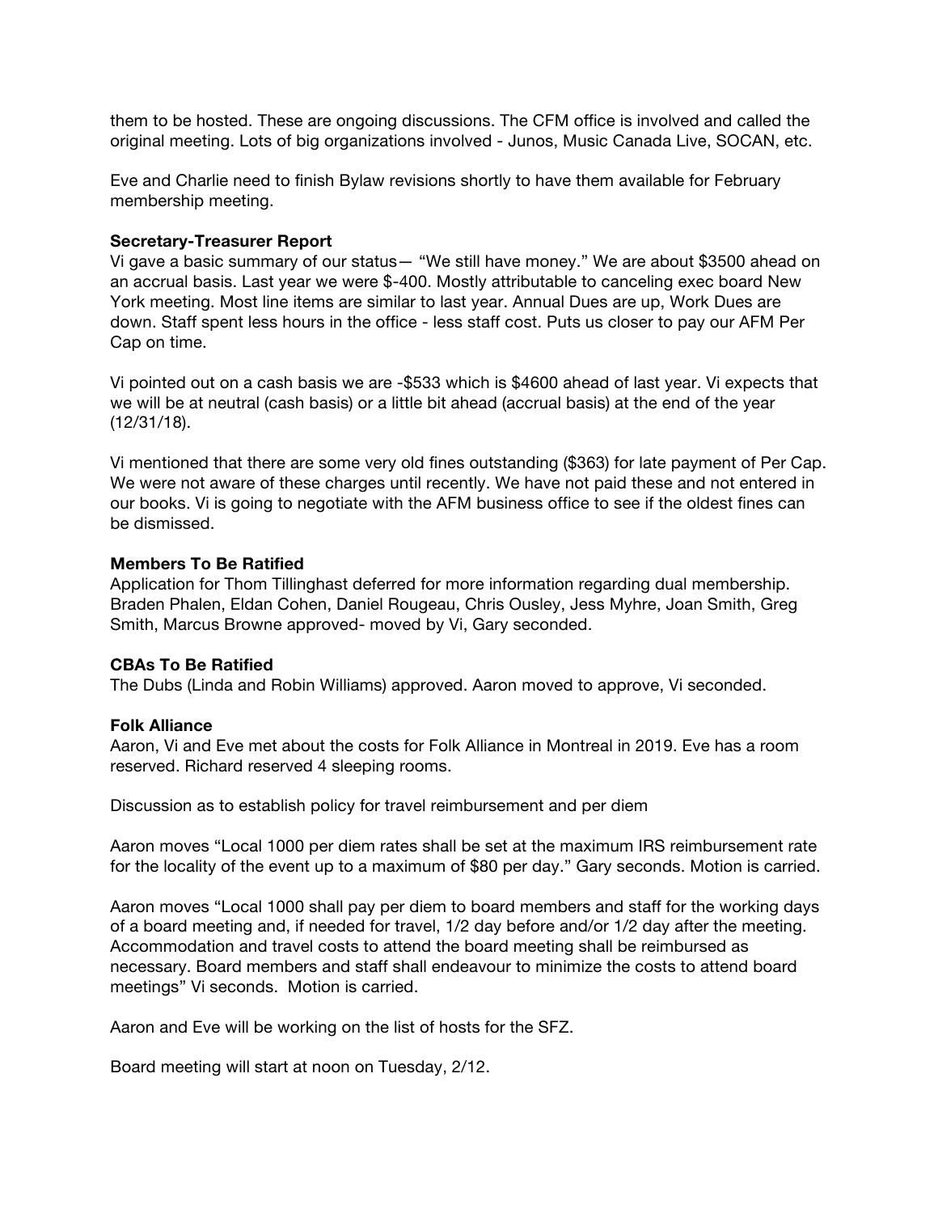them to be hosted. These are ongoing discussions. The CFM office is involved and called the original meeting. Lots of big organizations involved - Junos, Music Canada Live, SOCAN, etc.

Eve and Charlie need to finish Bylaw revisions shortly to have them available for February membership meeting.

**Secretary-Treasurer Report**

Vi gave a basic summary of our status— "We still have money." We are about $3500 ahead on an accrual basis. Last year we were $-400. Mostly attributable to canceling exec board New York meeting. Most line items are similar to last year. Annual Dues are up, Work Dues are down. Staff spent less hours in the office - less staff cost. Puts us closer to pay our AFM Per Cap on time.

Vi pointed out on a cash basis we are -$533 which is $4600 ahead of last year. Vi expects that we will be at neutral (cash basis) or a little bit ahead (accrual basis) at the end of the year (12/31/18).

Vi mentioned that there are some very old fines outstanding ($363) for late payment of Per Cap. We were not aware of these charges until recently. We have not paid these and not entered in our books. Vi is going to negotiate with the AFM business office to see if the oldest fines can be dismissed.

**Members To Be Ratified**

Application for Thom Tillinghast deferred for more information regarding dual membership. Braden Phalen, Eldan Cohen, Daniel Rougeau, Chris Ousley, Jess Myhre, Joan Smith, Greg Smith, Marcus Browne approved- moved by Vi, Gary seconded.

**CBAs To Be Ratified**

The Dubs (Linda and Robin Williams) approved. Aaron moved to approve, Vi seconded.

**Folk Alliance**

Aaron, Vi and Eve met about the costs for Folk Alliance in Montreal in 2019. Eve has a room reserved. Richard reserved 4 sleeping rooms.

Discussion as to establish policy for travel reimbursement and per diem

Aaron moves "Local 1000 per diem rates shall be set at the maximum IRS reimbursement rate for the locality of the event up to a maximum of $80 per day." Gary seconds. Motion is carried.

Aaron moves "Local 1000 shall pay per diem to board members and staff for the working days of a board meeting and, if needed for travel, 1/2 day before and/or 1/2 day after the meeting. Accommodation and travel costs to attend the board meeting shall be reimbursed as necessary. Board members and staff shall endeavour to minimize the costs to attend board meetings" Vi seconds. Motion is carried.

Aaron and Eve will be working on the list of hosts for the SFZ.

Board meeting will start at noon on Tuesday, 2/12.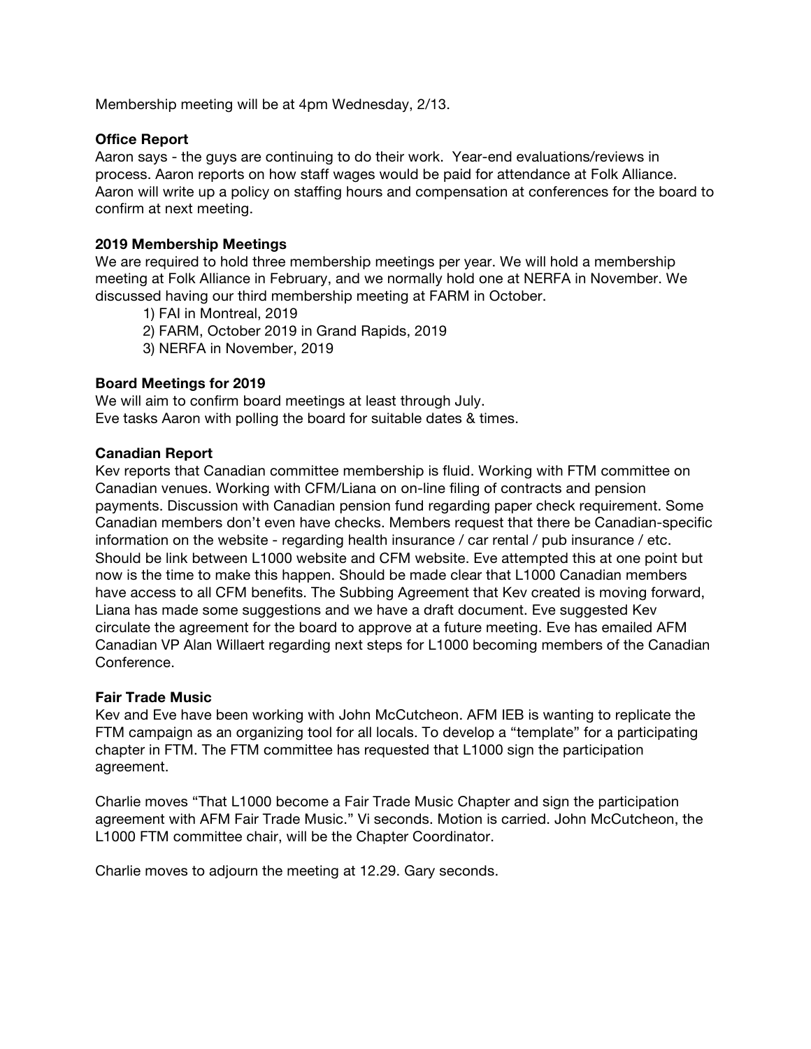Membership meeting will be at 4pm Wednesday, 2/13.

**Office Report**

Aaron says - the guys are continuing to do their work.  Year-end evaluations/reviews in process. Aaron reports on how staff wages would be paid for attendance at Folk Alliance. Aaron will write up a policy on staffing hours and compensation at conferences for the board to confirm at next meeting.

**2019 Membership Meetings**

We are required to hold three membership meetings per year. We will hold a membership meeting at Folk Alliance in February, and we normally hold one at NERFA in November. We discussed having our third membership meeting at FARM in October.

1) FAI in Montreal, 2019
2) FARM, October 2019 in Grand Rapids, 2019
3) NERFA in November, 2019

**Board Meetings for 2019**

We will aim to confirm board meetings at least through July.
Eve tasks Aaron with polling the board for suitable dates & times.

**Canadian Report**

Kev reports that Canadian committee membership is fluid. Working with FTM committee on Canadian venues. Working with CFM/Liana on on-line filing of contracts and pension payments. Discussion with Canadian pension fund regarding paper check requirement. Some Canadian members don't even have checks. Members request that there be Canadian-specific information on the website - regarding health insurance / car rental / pub insurance / etc. Should be link between L1000 website and CFM website. Eve attempted this at one point but now is the time to make this happen. Should be made clear that L1000 Canadian members have access to all CFM benefits. The Subbing Agreement that Kev created is moving forward, Liana has made some suggestions and we have a draft document. Eve suggested Kev circulate the agreement for the board to approve at a future meeting. Eve has emailed AFM Canadian VP Alan Willaert regarding next steps for L1000 becoming members of the Canadian Conference.

**Fair Trade Music**

Kev and Eve have been working with John McCutcheon. AFM IEB is wanting to replicate the FTM campaign as an organizing tool for all locals. To develop a "template" for a participating chapter in FTM. The FTM committee has requested that L1000 sign the participation agreement.

Charlie moves "That L1000 become a Fair Trade Music Chapter and sign the participation agreement with AFM Fair Trade Music." Vi seconds. Motion is carried. John McCutcheon, the L1000 FTM committee chair, will be the Chapter Coordinator.

Charlie moves to adjourn the meeting at 12.29. Gary seconds.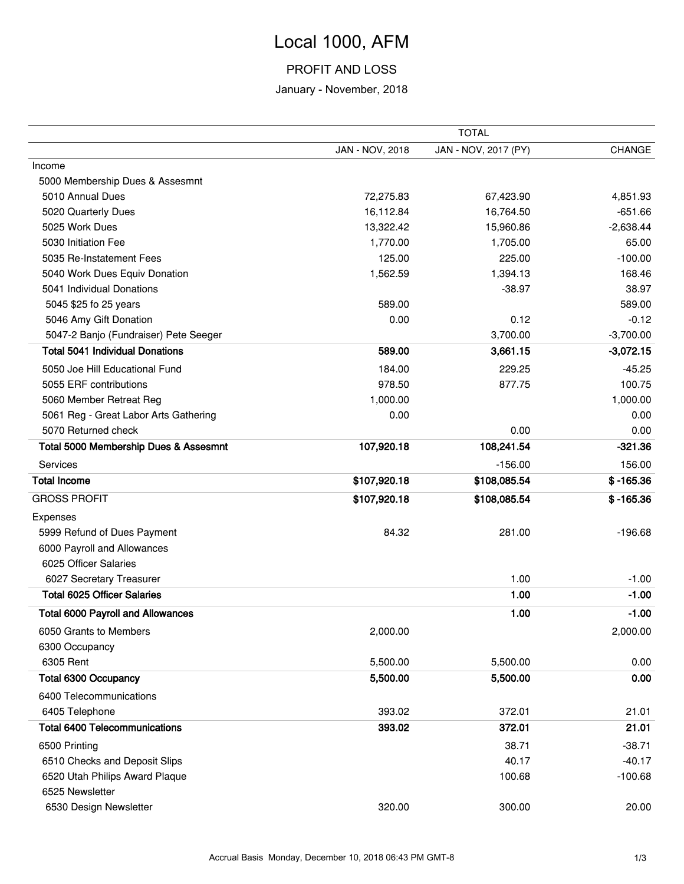# Local 1000, AFM

## PROFIT AND LOSS

January - November, 2018

| | TOTAL | | |
|---|---|---|---|
| | JAN - NOV, 2018 | JAN - NOV, 2017 (PY) | CHANGE |
| Income | | | |
| 5000 Membership Dues & Assesmnt | | | |
| 5010 Annual Dues | 72,275.83 | 67,423.90 | 4,851.93 |
| 5020 Quarterly Dues | 16,112.84 | 16,764.50 | -651.66 |
| 5025 Work Dues | 13,322.42 | 15,960.86 | -2,638.44 |
| 5030 Initiation Fee | 1,770.00 | 1,705.00 | 65.00 |
| 5035 Re-Instatement Fees | 125.00 | 225.00 | -100.00 |
| 5040 Work Dues Equiv Donation | 1,562.59 | 1,394.13 | 168.46 |
| 5041 Individual Donations | | -38.97 | 38.97 |
| 5045 $25 fo 25 years | 589.00 | | 589.00 |
| 5046 Amy Gift Donation | 0.00 | 0.12 | -0.12 |
| 5047-2 Banjo (Fundraiser) Pete Seeger | | 3,700.00 | -3,700.00 |
| **Total 5041 Individual Donations** | **589.00** | **3,661.15** | **-3,072.15** |
| 5050 Joe Hill Educational Fund | 184.00 | 229.25 | -45.25 |
| 5055 ERF contributions | 978.50 | 877.75 | 100.75 |
| 5060 Member Retreat Reg | 1,000.00 | | 1,000.00 |
| 5061 Reg - Great Labor Arts Gathering | 0.00 | | 0.00 |
| 5070 Returned check | | 0.00 | 0.00 |
| **Total 5000 Membership Dues & Assesmnt** | **107,920.18** | **108,241.54** | **-321.36** |
| Services | | -156.00 | 156.00 |
| **Total Income** | **$107,920.18** | **$108,085.54** | **$ -165.36** |
| GROSS PROFIT | **$107,920.18** | **$108,085.54** | **$ -165.36** |
| Expenses | | | |
| 5999 Refund of Dues Payment | 84.32 | 281.00 | -196.68 |
| 6000 Payroll and Allowances | | | |
| 6025 Officer Salaries | | | |
| 6027 Secretary Treasurer | | 1.00 | -1.00 |
| **Total 6025 Officer Salaries** | | **1.00** | **-1.00** |
| **Total 6000 Payroll and Allowances** | | **1.00** | **-1.00** |
| 6050 Grants to Members | 2,000.00 | | 2,000.00 |
| 6300 Occupancy | | | |
| 6305 Rent | 5,500.00 | 5,500.00 | 0.00 |
| **Total 6300 Occupancy** | **5,500.00** | **5,500.00** | **0.00** |
| 6400 Telecommunications | | | |
| 6405 Telephone | 393.02 | 372.01 | 21.01 |
| **Total 6400 Telecommunications** | **393.02** | **372.01** | **21.01** |
| 6500 Printing | | 38.71 | -38.71 |
| 6510 Checks and Deposit Slips | | 40.17 | -40.17 |
| 6520 Utah Philips Award Plaque | | 100.68 | -100.68 |
| 6525 Newsletter | | | |
| 6530 Design Newsletter | 320.00 | 300.00 | 20.00 |

Accrual Basis Monday, December 10, 2018 06:43 PM GMT-8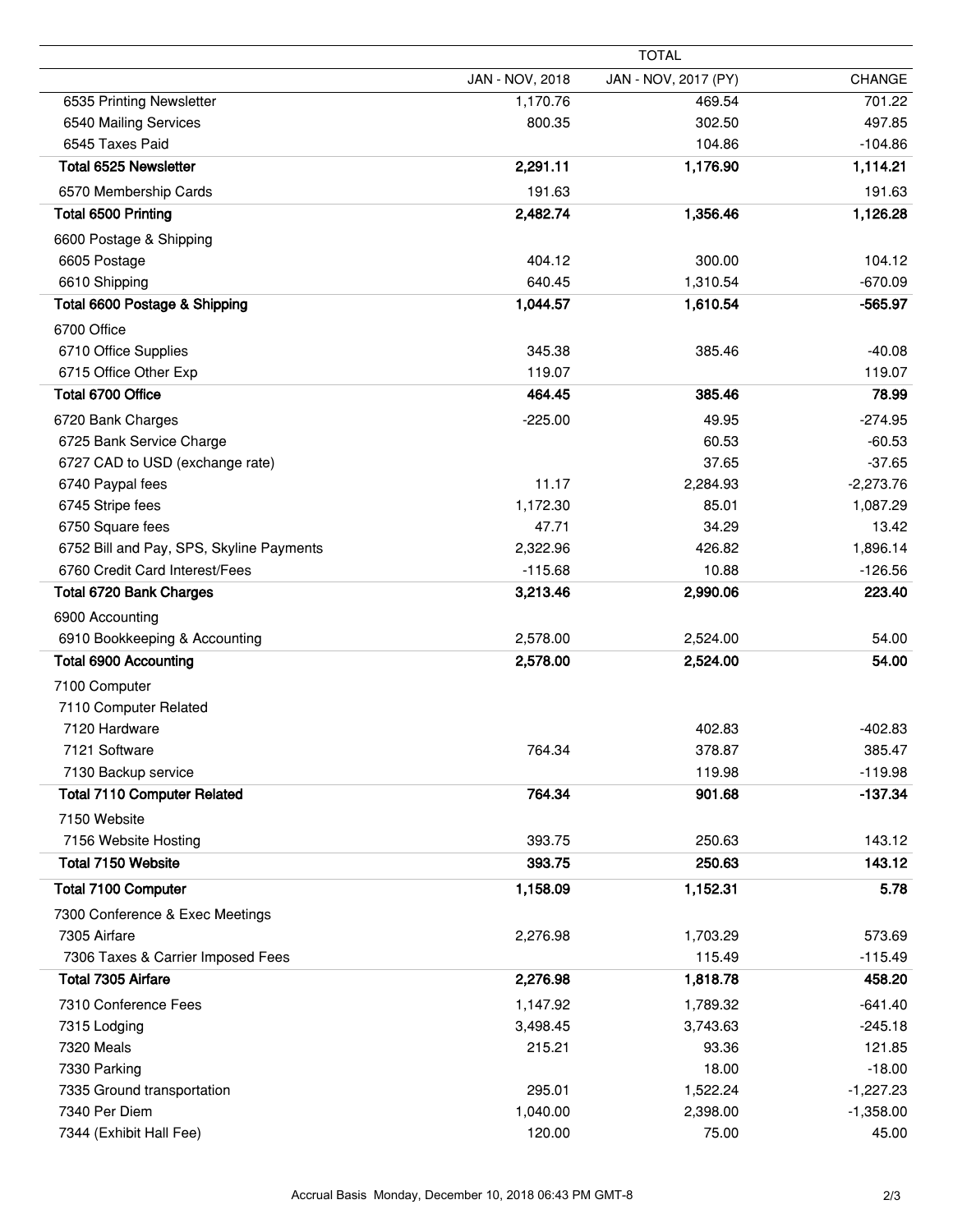| | TOTAL | | |
|---|---|---|---|
| | JAN - NOV, 2018 | JAN - NOV, 2017 (PY) | CHANGE |
| 6535 Printing Newsletter | 1,170.76 | 469.54 | 701.22 |
| 6540 Mailing Services | 800.35 | 302.50 | 497.85 |
| 6545 Taxes Paid | | 104.86 | -104.86 |
| **Total 6525 Newsletter** | **2,291.11** | **1,176.90** | **1,114.21** |
| 6570 Membership Cards | 191.63 | | 191.63 |
| **Total 6500 Printing** | **2,482.74** | **1,356.46** | **1,126.28** |
| 6600 Postage & Shipping | | | |
| 6605 Postage | 404.12 | 300.00 | 104.12 |
| 6610 Shipping | 640.45 | 1,310.54 | -670.09 |
| **Total 6600 Postage & Shipping** | **1,044.57** | **1,610.54** | **-565.97** |
| 6700 Office | | | |
| 6710 Office Supplies | 345.38 | 385.46 | -40.08 |
| 6715 Office Other Exp | 119.07 | | 119.07 |
| **Total 6700 Office** | **464.45** | **385.46** | **78.99** |
| 6720 Bank Charges | -225.00 | 49.95 | -274.95 |
| 6725 Bank Service Charge | | 60.53 | -60.53 |
| 6727 CAD to USD (exchange rate) | | 37.65 | -37.65 |
| 6740 Paypal fees | 11.17 | 2,284.93 | -2,273.76 |
| 6745 Stripe fees | 1,172.30 | 85.01 | 1,087.29 |
| 6750 Square fees | 47.71 | 34.29 | 13.42 |
| 6752 Bill and Pay, SPS, Skyline Payments | 2,322.96 | 426.82 | 1,896.14 |
| 6760 Credit Card Interest/Fees | -115.68 | 10.88 | -126.56 |
| **Total 6720 Bank Charges** | **3,213.46** | **2,990.06** | **223.40** |
| 6900 Accounting | | | |
| 6910 Bookkeeping & Accounting | 2,578.00 | 2,524.00 | 54.00 |
| **Total 6900 Accounting** | **2,578.00** | **2,524.00** | **54.00** |
| 7100 Computer | | | |
| 7110 Computer Related | | | |
| 7120 Hardware | | 402.83 | -402.83 |
| 7121 Software | 764.34 | 378.87 | 385.47 |
| 7130 Backup service | | 119.98 | -119.98 |
| **Total 7110 Computer Related** | **764.34** | **901.68** | **-137.34** |
| 7150 Website | | | |
| 7156 Website Hosting | 393.75 | 250.63 | 143.12 |
| **Total 7150 Website** | **393.75** | **250.63** | **143.12** |
| **Total 7100 Computer** | **1,158.09** | **1,152.31** | **5.78** |
| 7300 Conference & Exec Meetings | | | |
| 7305 Airfare | 2,276.98 | 1,703.29 | 573.69 |
| 7306 Taxes & Carrier Imposed Fees | | 115.49 | -115.49 |
| **Total 7305 Airfare** | **2,276.98** | **1,818.78** | **458.20** |
| 7310 Conference Fees | 1,147.92 | 1,789.32 | -641.40 |
| 7315 Lodging | 3,498.45 | 3,743.63 | -245.18 |
| 7320 Meals | 215.21 | 93.36 | 121.85 |
| 7330 Parking | | 18.00 | -18.00 |
| 7335 Ground transportation | 295.01 | 1,522.24 | -1,227.23 |
| 7340 Per Diem | 1,040.00 | 2,398.00 | -1,358.00 |
| 7344 (Exhibit Hall Fee) | 120.00 | 75.00 | 45.00 |

Accrual Basis Monday, December 10, 2018 06:43 PM GMT-8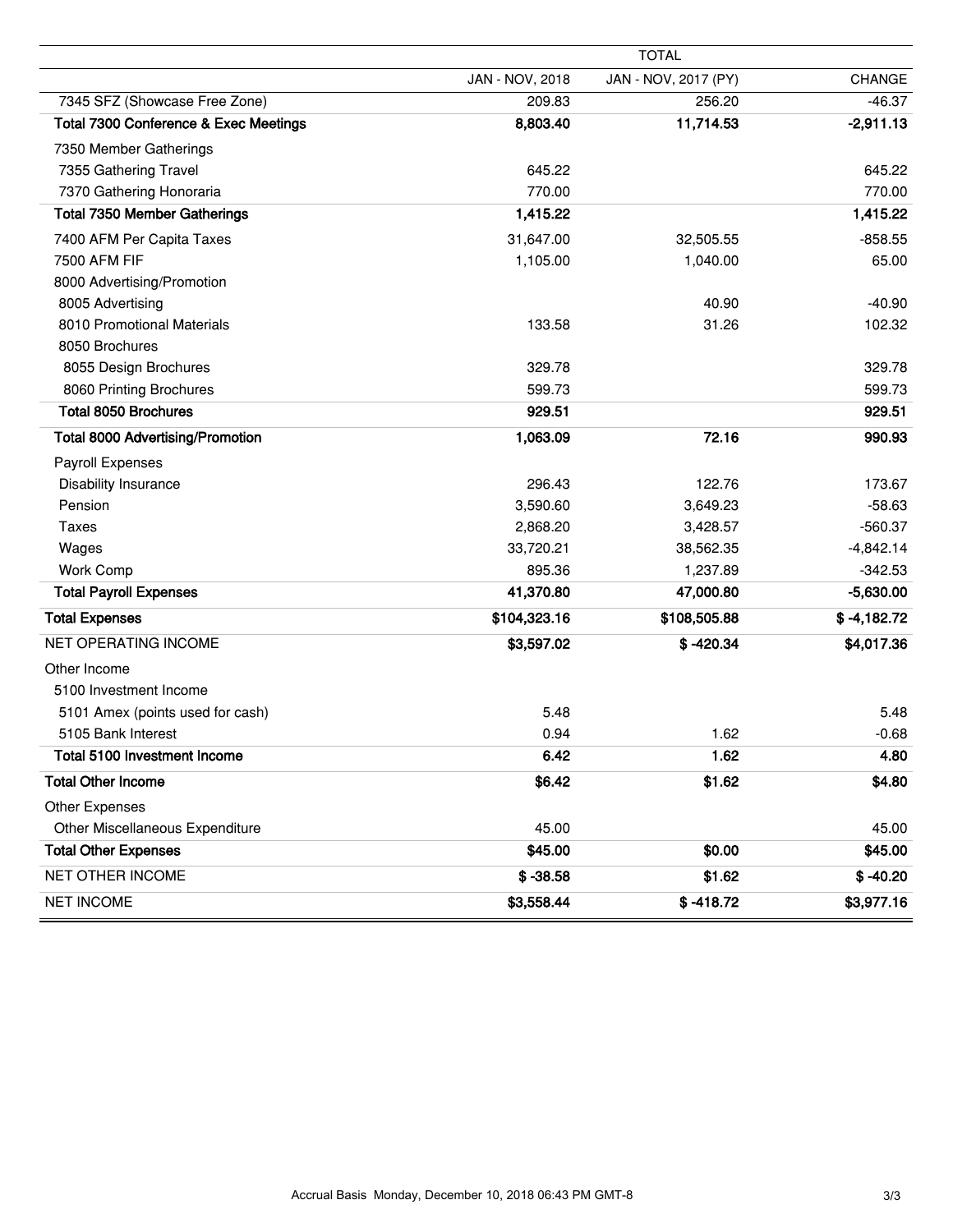| | TOTAL | | |
|---|---|---|---|
| | JAN - NOV, 2018 | JAN - NOV, 2017 (PY) | CHANGE |
| 7345 SFZ (Showcase Free Zone) | 209.83 | 256.20 | -46.37 |
| **Total 7300 Conference & Exec Meetings** | **8,803.40** | **11,714.53** | **-2,911.13** |
| 7350 Member Gatherings | | | |
| 7355 Gathering Travel | 645.22 | | 645.22 |
| 7370 Gathering Honoraria | 770.00 | | 770.00 |
| **Total 7350 Member Gatherings** | **1,415.22** | | **1,415.22** |
| 7400 AFM Per Capita Taxes | 31,647.00 | 32,505.55 | -858.55 |
| 7500 AFM FIF | 1,105.00 | 1,040.00 | 65.00 |
| 8000 Advertising/Promotion | | | |
| 8005 Advertising | | 40.90 | -40.90 |
| 8010 Promotional Materials | 133.58 | 31.26 | 102.32 |
| 8050 Brochures | | | |
| 8055 Design Brochures | 329.78 | | 329.78 |
| 8060 Printing Brochures | 599.73 | | 599.73 |
| **Total 8050 Brochures** | **929.51** | | **929.51** |
| **Total 8000 Advertising/Promotion** | **1,063.09** | **72.16** | **990.93** |
| Payroll Expenses | | | |
| Disability Insurance | 296.43 | 122.76 | 173.67 |
| Pension | 3,590.60 | 3,649.23 | -58.63 |
| Taxes | 2,868.20 | 3,428.57 | -560.37 |
| Wages | 33,720.21 | 38,562.35 | -4,842.14 |
| Work Comp | 895.36 | 1,237.89 | -342.53 |
| **Total Payroll Expenses** | **41,370.80** | **47,000.80** | **-5,630.00** |
| **Total Expenses** | **$104,323.16** | **$108,505.88** | **$ -4,182.72** |
| NET OPERATING INCOME | **$3,597.02** | **$ -420.34** | **$4,017.36** |
| Other Income | | | |
| 5100 Investment Income | | | |
| 5101 Amex (points used for cash) | 5.48 | | 5.48 |
| 5105 Bank Interest | 0.94 | 1.62 | -0.68 |
| **Total 5100 Investment Income** | **6.42** | **1.62** | **4.80** |
| **Total Other Income** | **$6.42** | **$1.62** | **$4.80** |
| Other Expenses | | | |
| Other Miscellaneous Expenditure | 45.00 | | 45.00 |
| **Total Other Expenses** | **$45.00** | **$0.00** | **$45.00** |
| NET OTHER INCOME | **$ -38.58** | **$1.62** | **$ -40.20** |
| NET INCOME | **$3,558.44** | **$ -418.72** | **$3,977.16** |

Accrual Basis Monday, December 10, 2018 06:43 PM GMT-8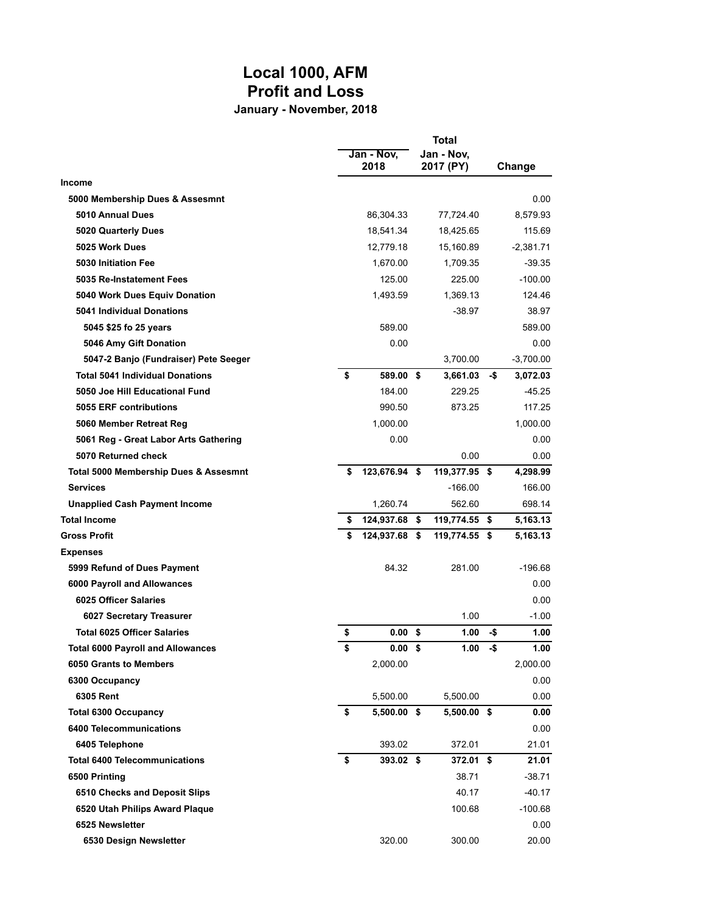# Local 1000, AFM
# Profit and Loss
### January - November, 2018

| | Total | | |
|---|---|---|---|
| | Jan - Nov, 2018 | Jan - Nov, 2017 (PY) | Change |
| **Income** | | | |
| **5000 Membership Dues & Assesmnt** | | | 0.00 |
| **5010 Annual Dues** | 86,304.33 | 77,724.40 | 8,579.93 |
| **5020 Quarterly Dues** | 18,541.34 | 18,425.65 | 115.69 |
| **5025 Work Dues** | 12,779.18 | 15,160.89 | -2,381.71 |
| **5030 Initiation Fee** | 1,670.00 | 1,709.35 | -39.35 |
| **5035 Re-Instatement Fees** | 125.00 | 225.00 | -100.00 |
| **5040 Work Dues Equiv Donation** | 1,493.59 | 1,369.13 | 124.46 |
| **5041 Individual Donations** | | -38.97 | 38.97 |
| **5045 $25 fo 25 years** | 589.00 | | 589.00 |
| **5046 Amy Gift Donation** | 0.00 | | 0.00 |
| **5047-2 Banjo (Fundraiser) Pete Seeger** | | 3,700.00 | -3,700.00 |
| **Total 5041 Individual Donations** | **$ 589.00** | **$ 3,661.03** | **-$ 3,072.03** |
| **5050 Joe Hill Educational Fund** | 184.00 | 229.25 | -45.25 |
| **5055 ERF contributions** | 990.50 | 873.25 | 117.25 |
| **5060 Member Retreat Reg** | 1,000.00 | | 1,000.00 |
| **5061 Reg - Great Labor Arts Gathering** | 0.00 | | 0.00 |
| **5070 Returned check** | | 0.00 | 0.00 |
| **Total 5000 Membership Dues & Assesmnt** | **$ 123,676.94** | **$ 119,377.95** | **$ 4,298.99** |
| **Services** | | -166.00 | 166.00 |
| **Unapplied Cash Payment Income** | 1,260.74 | 562.60 | 698.14 |
| **Total Income** | **$ 124,937.68** | **$ 119,774.55** | **$ 5,163.13** |
| **Gross Profit** | **$ 124,937.68** | **$ 119,774.55** | **$ 5,163.13** |
| **Expenses** | | | |
| **5999 Refund of Dues Payment** | 84.32 | 281.00 | -196.68 |
| **6000 Payroll and Allowances** | | | 0.00 |
| **6025 Officer Salaries** | | | 0.00 |
| **6027 Secretary Treasurer** | | 1.00 | -1.00 |
| **Total 6025 Officer Salaries** | **$ 0.00** | **$ 1.00** | **-$ 1.00** |
| **Total 6000 Payroll and Allowances** | **$ 0.00** | **$ 1.00** | **-$ 1.00** |
| **6050 Grants to Members** | 2,000.00 | | 2,000.00 |
| **6300 Occupancy** | | | 0.00 |
| **6305 Rent** | 5,500.00 | 5,500.00 | 0.00 |
| **Total 6300 Occupancy** | **$ 5,500.00** | **$ 5,500.00** | **$ 0.00** |
| **6400 Telecommunications** | | | 0.00 |
| **6405 Telephone** | 393.02 | 372.01 | 21.01 |
| **Total 6400 Telecommunications** | **$ 393.02** | **$ 372.01** | **$ 21.01** |
| **6500 Printing** | | 38.71 | -38.71 |
| **6510 Checks and Deposit Slips** | | 40.17 | -40.17 |
| **6520 Utah Philips Award Plaque** | | 100.68 | -100.68 |
| **6525 Newsletter** | | | 0.00 |
| **6530 Design Newsletter** | 320.00 | 300.00 | 20.00 |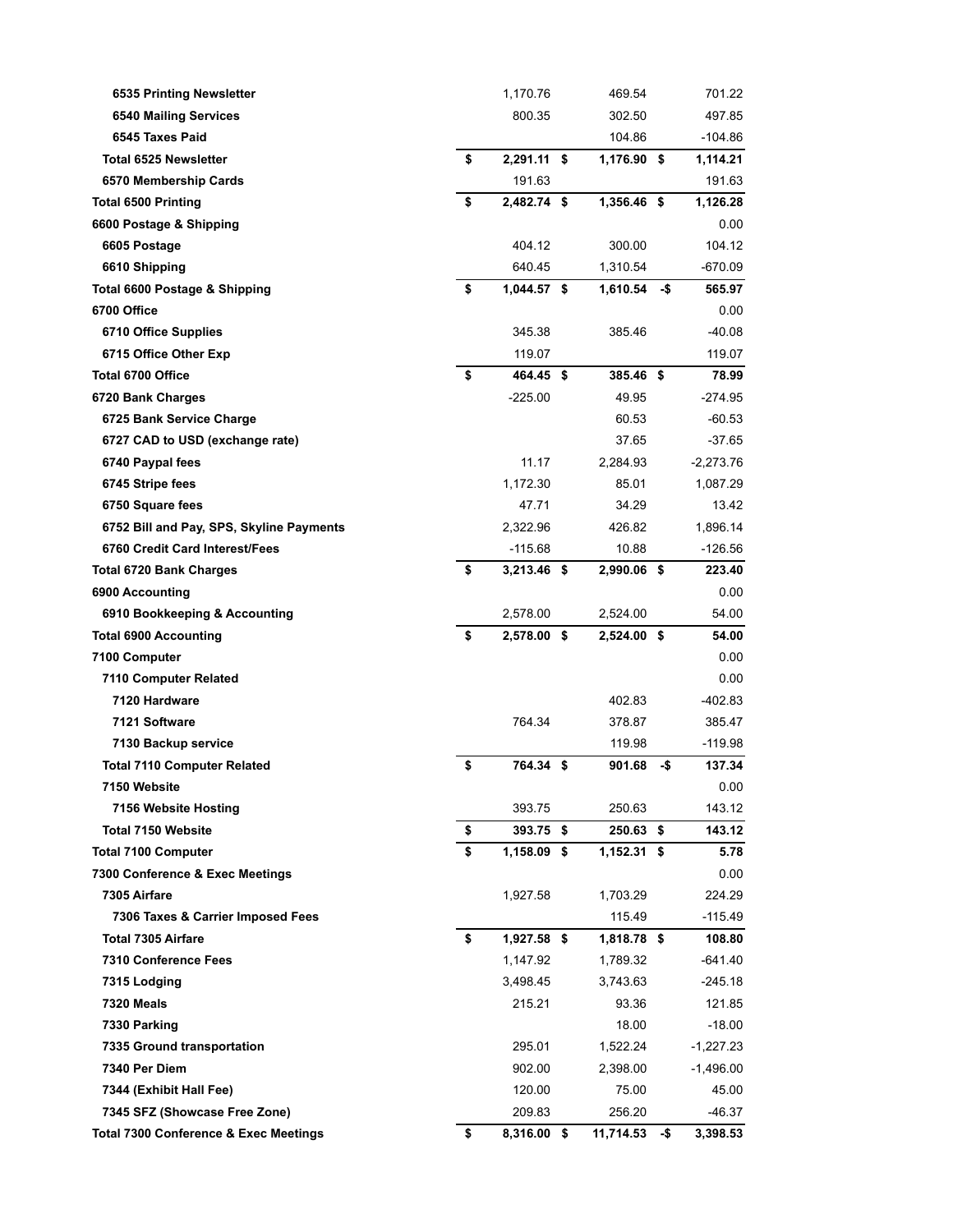| | | | |
|---|---|---|---|
| **6535 Printing Newsletter** | 1,170.76 | 469.54 | 701.22 |
| **6540 Mailing Services** | 800.35 | 302.50 | 497.85 |
| **6545 Taxes Paid** | | 104.86 | -104.86 |
| **Total 6525 Newsletter** | **$ 2,291.11** | **$ 1,176.90** | **$ 1,114.21** |
| **6570 Membership Cards** | 191.63 | | 191.63 |
| **Total 6500 Printing** | **$ 2,482.74** | **$ 1,356.46** | **$ 1,126.28** |
| **6600 Postage & Shipping** | | | 0.00 |
| **6605 Postage** | 404.12 | 300.00 | 104.12 |
| **6610 Shipping** | 640.45 | 1,310.54 | -670.09 |
| **Total 6600 Postage & Shipping** | **$ 1,044.57** | **$ 1,610.54** | **-$ 565.97** |
| **6700 Office** | | | 0.00 |
| **6710 Office Supplies** | 345.38 | 385.46 | -40.08 |
| **6715 Office Other Exp** | 119.07 | | 119.07 |
| **Total 6700 Office** | **$ 464.45** | **$ 385.46** | **$ 78.99** |
| **6720 Bank Charges** | -225.00 | 49.95 | -274.95 |
| **6725 Bank Service Charge** | | 60.53 | -60.53 |
| **6727 CAD to USD (exchange rate)** | | 37.65 | -37.65 |
| **6740 Paypal fees** | 11.17 | 2,284.93 | -2,273.76 |
| **6745 Stripe fees** | 1,172.30 | 85.01 | 1,087.29 |
| **6750 Square fees** | 47.71 | 34.29 | 13.42 |
| **6752 Bill and Pay, SPS, Skyline Payments** | 2,322.96 | 426.82 | 1,896.14 |
| **6760 Credit Card Interest/Fees** | -115.68 | 10.88 | -126.56 |
| **Total 6720 Bank Charges** | **$ 3,213.46** | **$ 2,990.06** | **$ 223.40** |
| **6900 Accounting** | | | 0.00 |
| **6910 Bookkeeping & Accounting** | 2,578.00 | 2,524.00 | 54.00 |
| **Total 6900 Accounting** | **$ 2,578.00** | **$ 2,524.00** | **$ 54.00** |
| **7100 Computer** | | | 0.00 |
| **7110 Computer Related** | | | 0.00 |
| **7120 Hardware** | | 402.83 | -402.83 |
| **7121 Software** | 764.34 | 378.87 | 385.47 |
| **7130 Backup service** | | 119.98 | -119.98 |
| **Total 7110 Computer Related** | **$ 764.34** | **$ 901.68** | **-$ 137.34** |
| **7150 Website** | | | 0.00 |
| **7156 Website Hosting** | 393.75 | 250.63 | 143.12 |
| **Total 7150 Website** | **$ 393.75** | **$ 250.63** | **$ 143.12** |
| **Total 7100 Computer** | **$ 1,158.09** | **$ 1,152.31** | **$ 5.78** |
| **7300 Conference & Exec Meetings** | | | 0.00 |
| **7305 Airfare** | 1,927.58 | 1,703.29 | 224.29 |
| **7306 Taxes & Carrier Imposed Fees** | | 115.49 | -115.49 |
| **Total 7305 Airfare** | **$ 1,927.58** | **$ 1,818.78** | **$ 108.80** |
| **7310 Conference Fees** | 1,147.92 | 1,789.32 | -641.40 |
| **7315 Lodging** | 3,498.45 | 3,743.63 | -245.18 |
| **7320 Meals** | 215.21 | 93.36 | 121.85 |
| **7330 Parking** | | 18.00 | -18.00 |
| **7335 Ground transportation** | 295.01 | 1,522.24 | -1,227.23 |
| **7340 Per Diem** | 902.00 | 2,398.00 | -1,496.00 |
| **7344 (Exhibit Hall Fee)** | 120.00 | 75.00 | 45.00 |
| **7345 SFZ (Showcase Free Zone)** | 209.83 | 256.20 | -46.37 |
| **Total 7300 Conference & Exec Meetings** | **$ 8,316.00** | **$ 11,714.53** | **-$ 3,398.53** |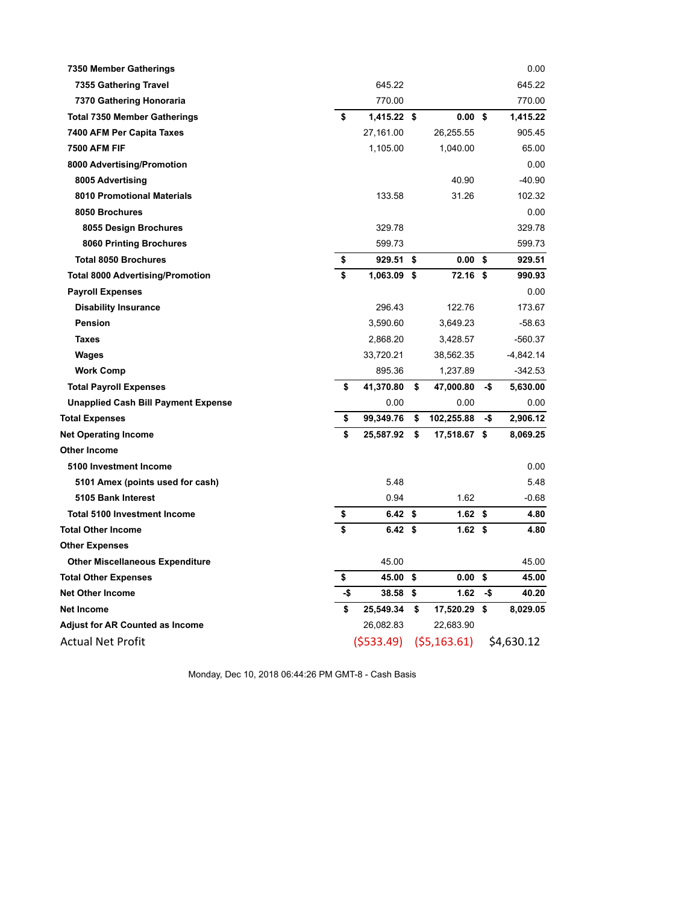| | | | |
|---|---|---|---|
| 7350 Member Gatherings | | | 0.00 |
| 7355 Gathering Travel | 645.22 | | 645.22 |
| 7370 Gathering Honoraria | 770.00 | | 770.00 |
| **Total 7350 Member Gatherings** | **$ 1,415.22** | **$ 0.00** | **$ 1,415.22** |
| 7400 AFM Per Capita Taxes | 27,161.00 | 26,255.55 | 905.45 |
| 7500 AFM FIF | 1,105.00 | 1,040.00 | 65.00 |
| 8000 Advertising/Promotion | | | 0.00 |
| 8005 Advertising | | 40.90 | -40.90 |
| 8010 Promotional Materials | 133.58 | 31.26 | 102.32 |
| 8050 Brochures | | | 0.00 |
| 8055 Design Brochures | 329.78 | | 329.78 |
| 8060 Printing Brochures | 599.73 | | 599.73 |
| **Total 8050 Brochures** | **$ 929.51** | **$ 0.00** | **$ 929.51** |
| **Total 8000 Advertising/Promotion** | **$ 1,063.09** | **$ 72.16** | **$ 990.93** |
| Payroll Expenses | | | 0.00 |
| Disability Insurance | 296.43 | 122.76 | 173.67 |
| Pension | 3,590.60 | 3,649.23 | -58.63 |
| Taxes | 2,868.20 | 3,428.57 | -560.37 |
| Wages | 33,720.21 | 38,562.35 | -4,842.14 |
| Work Comp | 895.36 | 1,237.89 | -342.53 |
| **Total Payroll Expenses** | **$ 41,370.80** | **$ 47,000.80** | **-$ 5,630.00** |
| Unapplied Cash Bill Payment Expense | 0.00 | 0.00 | 0.00 |
| **Total Expenses** | **$ 99,349.76** | **$ 102,255.88** | **-$ 2,906.12** |
| **Net Operating Income** | **$ 25,587.92** | **$ 17,518.67** | **$ 8,069.25** |
| Other Income | | | |
| 5100 Investment Income | | | 0.00 |
| 5101 Amex (points used for cash) | 5.48 | | 5.48 |
| 5105 Bank Interest | 0.94 | 1.62 | -0.68 |
| **Total 5100 Investment Income** | **$ 6.42** | **$ 1.62** | **$ 4.80** |
| **Total Other Income** | **$ 6.42** | **$ 1.62** | **$ 4.80** |
| Other Expenses | | | |
| Other Miscellaneous Expenditure | 45.00 | | 45.00 |
| **Total Other Expenses** | **$ 45.00** | **$ 0.00** | **$ 45.00** |
| **Net Other Income** | **-$ 38.58** | **$ 1.62** | **-$ 40.20** |
| **Net Income** | **$ 25,549.34** | **$ 17,520.29** | **$ 8,029.05** |
| Adjust for AR Counted as Income | 26,082.83 | 22,683.90 | |
| Actual Net Profit | ($533.49) | ($5,163.61) | $4,630.12 |

Monday, Dec 10, 2018 06:44:26 PM GMT-8 - Cash Basis